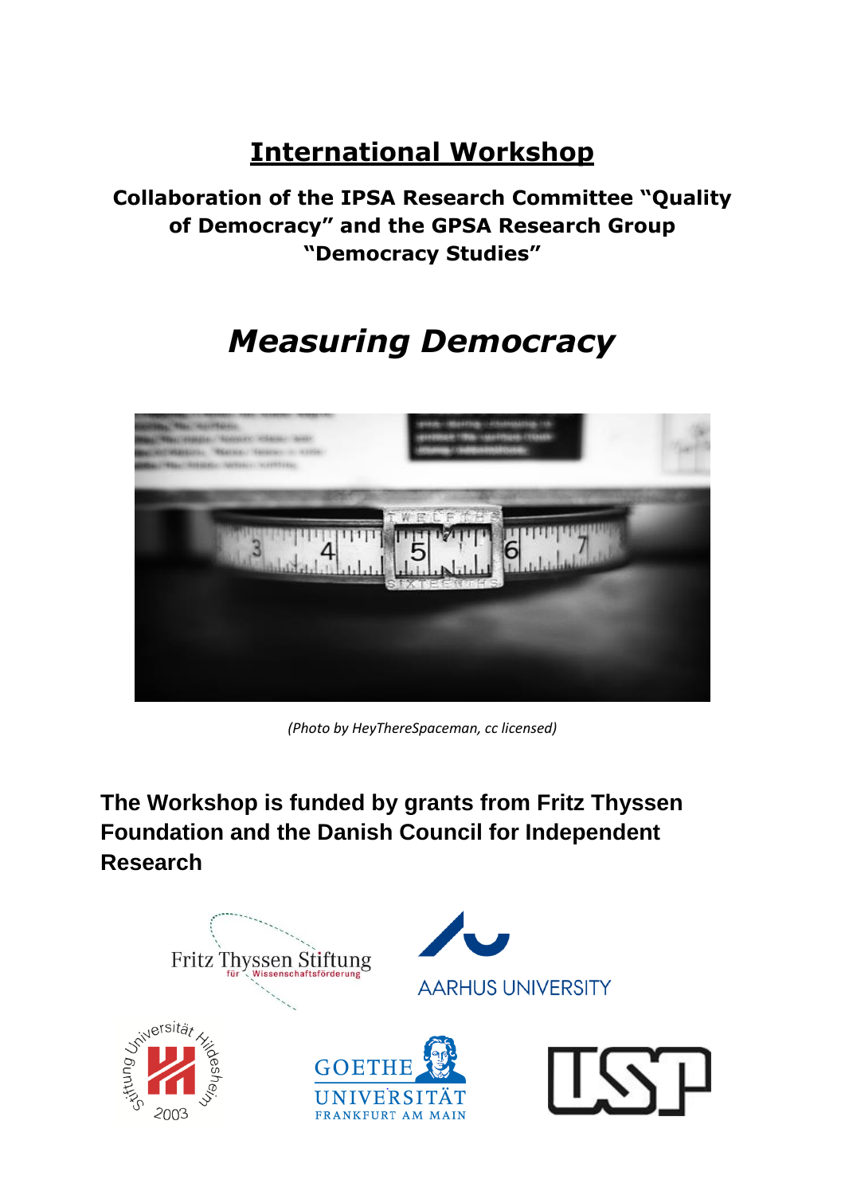# International Workshop

**Collaboration of the IPSA Research Committee "Quality of Democracy" and the GPSA Research Group "Democracy Studies"**

## *Measuring Democracy*

*(Photo by HeyThereSpaceman, cc licensed)*

**The Workshop is funded by grants from Fritz Thyssen Foundation and the Danish Council for Independent Research**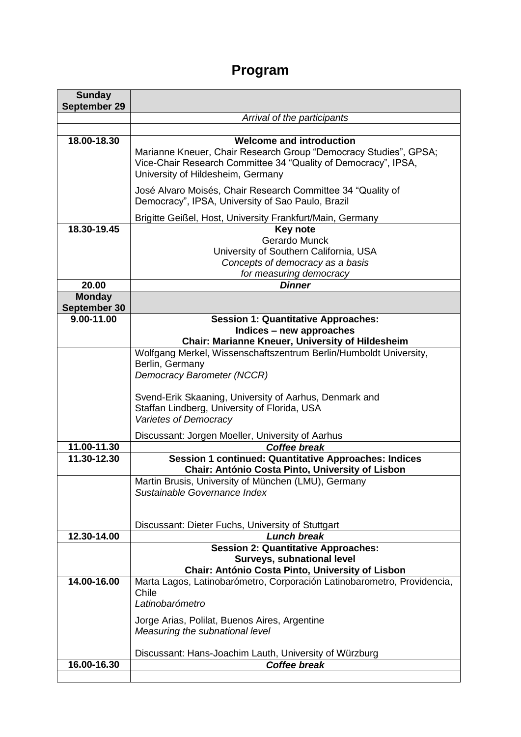# Program

| Sunday September 29 | |
|---|---|
| | *Arrival of the participants* |
| | |
| **18.00-18.30** | **Welcome and introduction**<br>Marianne Kneuer, Chair Research Group "Democracy Studies", GPSA; Vice-Chair Research Committee 34 "Quality of Democracy", IPSA, University of Hildesheim, Germany<br><br>José Alvaro Moisés, Chair Research Committee 34 "Quality of Democracy", IPSA, University of Sao Paulo, Brazil<br><br>Brigitte Geißel, Host, University Frankfurt/Main, Germany |
| **18.30-19.45** | **Key note**<br>Gerardo Munck<br>University of Southern California, USA<br>*Concepts of democracy as a basis for measuring democracy* |
| **20.00** | ***Dinner*** |
| **Monday September 30** | |
| **9.00-11.00** | **Session 1: Quantitative Approaches: Indices – new approaches**<br>**Chair: Marianne Kneuer, University of Hildesheim** |
| | Wolfgang Merkel, Wissenschaftszentrum Berlin/Humboldt University, Berlin, Germany<br>*Democracy Barometer (NCCR)*<br><br>Svend-Erik Skaaning, University of Aarhus, Denmark and Staffan Lindberg, University of Florida, USA<br>*Varietes of Democracy*<br><br>Discussant: Jorgen Moeller, University of Aarhus |
| **11.00-11.30** | ***Coffee break*** |
| **11.30-12.30** | **Session 1 continued: Quantitative Approaches: Indices**<br>**Chair: António Costa Pinto, University of Lisbon** |
| | Martin Brusis, University of München (LMU), Germany<br>*Sustainable Governance Index*<br><br>Discussant: Dieter Fuchs, University of Stuttgart |
| **12.30-14.00** | ***Lunch break*** |
| | **Session 2: Quantitative Approaches: Surveys, subnational level**<br>**Chair: António Costa Pinto, University of Lisbon** |
| **14.00-16.00** | Marta Lagos, Latinobarómetro, Corporación Latinobarometro, Providencia, Chile<br>*Latinobarómetro*<br><br>Jorge Arias, Polilat, Buenos Aires, Argentine<br>*Measuring the subnational level*<br><br>Discussant: Hans-Joachim Lauth, University of Würzburg |
| **16.00-16.30** | ***Coffee break*** |
| | |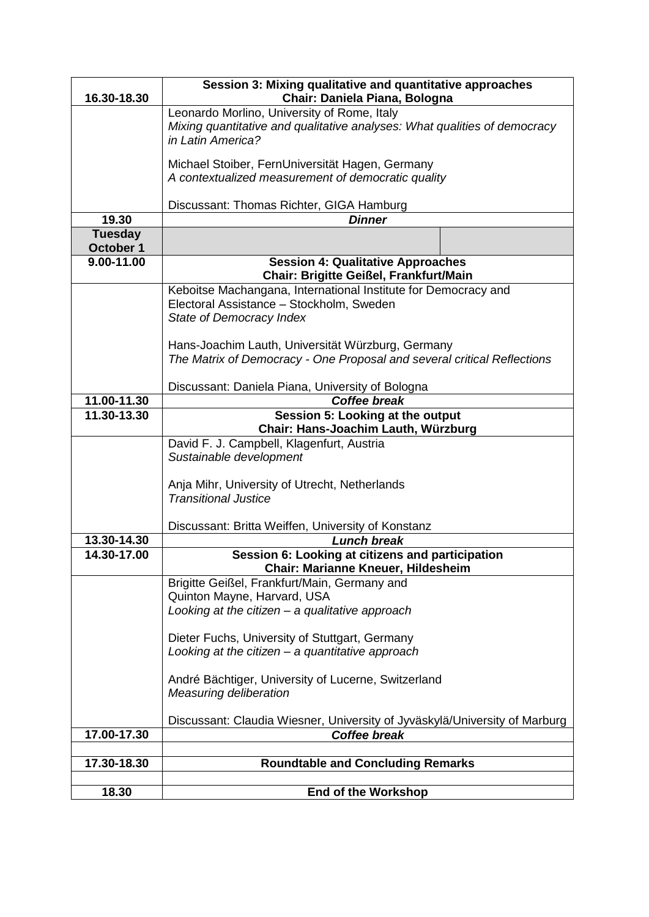| | |
|---|---|
| **16.30-18.30** | **Session 3: Mixing qualitative and quantitative approaches**<br>**Chair: Daniela Piana, Bologna** |
| | Leonardo Morlino, University of Rome, Italy<br>*Mixing quantitative and qualitative analyses: What qualities of democracy in Latin America?*<br><br>Michael Stoiber, FernUniversität Hagen, Germany<br>*A contextualized measurement of democratic quality*<br><br>Discussant: Thomas Richter, GIGA Hamburg |
| **19.30** | ***Dinner*** |
| **Tuesday October 1** | |
| **9.00-11.00** | **Session 4: Qualitative Approaches**<br>**Chair: Brigitte Geißel, Frankfurt/Main** |
| | Keboitse Machangana, International Institute for Democracy and Electoral Assistance – Stockholm, Sweden<br>*State of Democracy Index*<br><br>Hans-Joachim Lauth, Universität Würzburg, Germany<br>*The Matrix of Democracy - One Proposal and several critical Reflections*<br><br>Discussant: Daniela Piana, University of Bologna |
| **11.00-11.30** | ***Coffee break*** |
| **11.30-13.30** | **Session 5: Looking at the output**<br>**Chair: Hans-Joachim Lauth, Würzburg** |
| | David F. J. Campbell, Klagenfurt, Austria<br>*Sustainable development*<br><br>Anja Mihr, University of Utrecht, Netherlands<br>*Transitional Justice*<br><br>Discussant: Britta Weiffen, University of Konstanz |
| **13.30-14.30** | ***Lunch break*** |
| **14.30-17.00** | **Session 6: Looking at citizens and participation**<br>**Chair: Marianne Kneuer, Hildesheim** |
| | Brigitte Geißel, Frankfurt/Main, Germany and<br>Quinton Mayne, Harvard, USA<br>*Looking at the citizen – a qualitative approach*<br><br>Dieter Fuchs, University of Stuttgart, Germany<br>*Looking at the citizen – a quantitative approach*<br><br>André Bächtiger, University of Lucerne, Switzerland<br>*Measuring deliberation*<br><br>Discussant: Claudia Wiesner, University of Jyväskylä/University of Marburg |
| **17.00-17.30** | ***Coffee break*** |
| | |
| **17.30-18.30** | **Roundtable and Concluding Remarks** |
| | |
| **18.30** | **End of the Workshop** |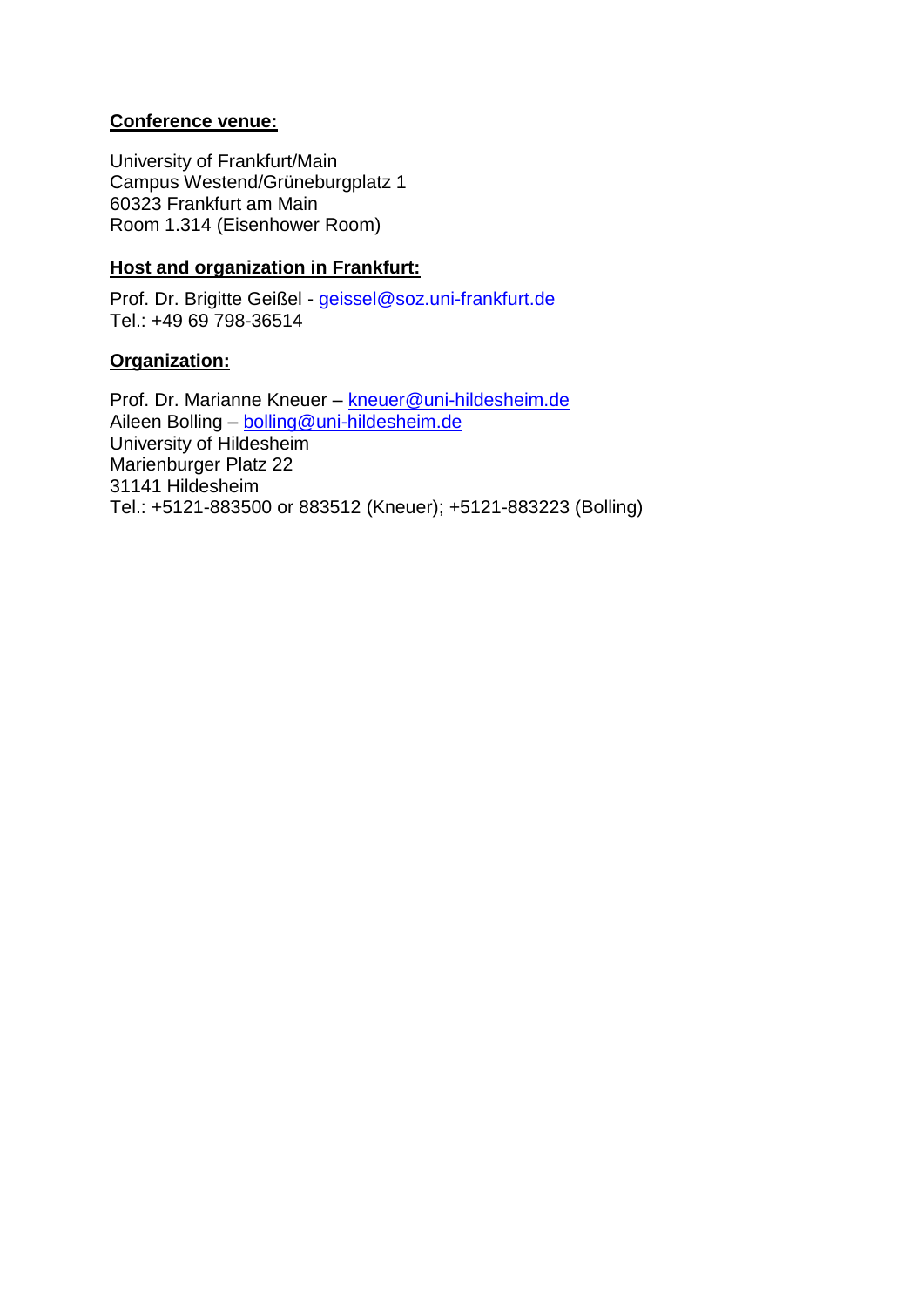**Conference venue:**

University of Frankfurt/Main
Campus Westend/Grüneburgplatz 1
60323 Frankfurt am Main
Room 1.314 (Eisenhower Room)

**Host and organization in Frankfurt:**

Prof. Dr. Brigitte Geißel - geissel@soz.uni-frankfurt.de
Tel.: +49 69 798-36514

**Organization:**

Prof. Dr. Marianne Kneuer – kneuer@uni-hildesheim.de
Aileen Bolling – bolling@uni-hildesheim.de
University of Hildesheim
Marienburger Platz 22
31141 Hildesheim
Tel.: +5121-883500 or 883512 (Kneuer); +5121-883223 (Bolling)